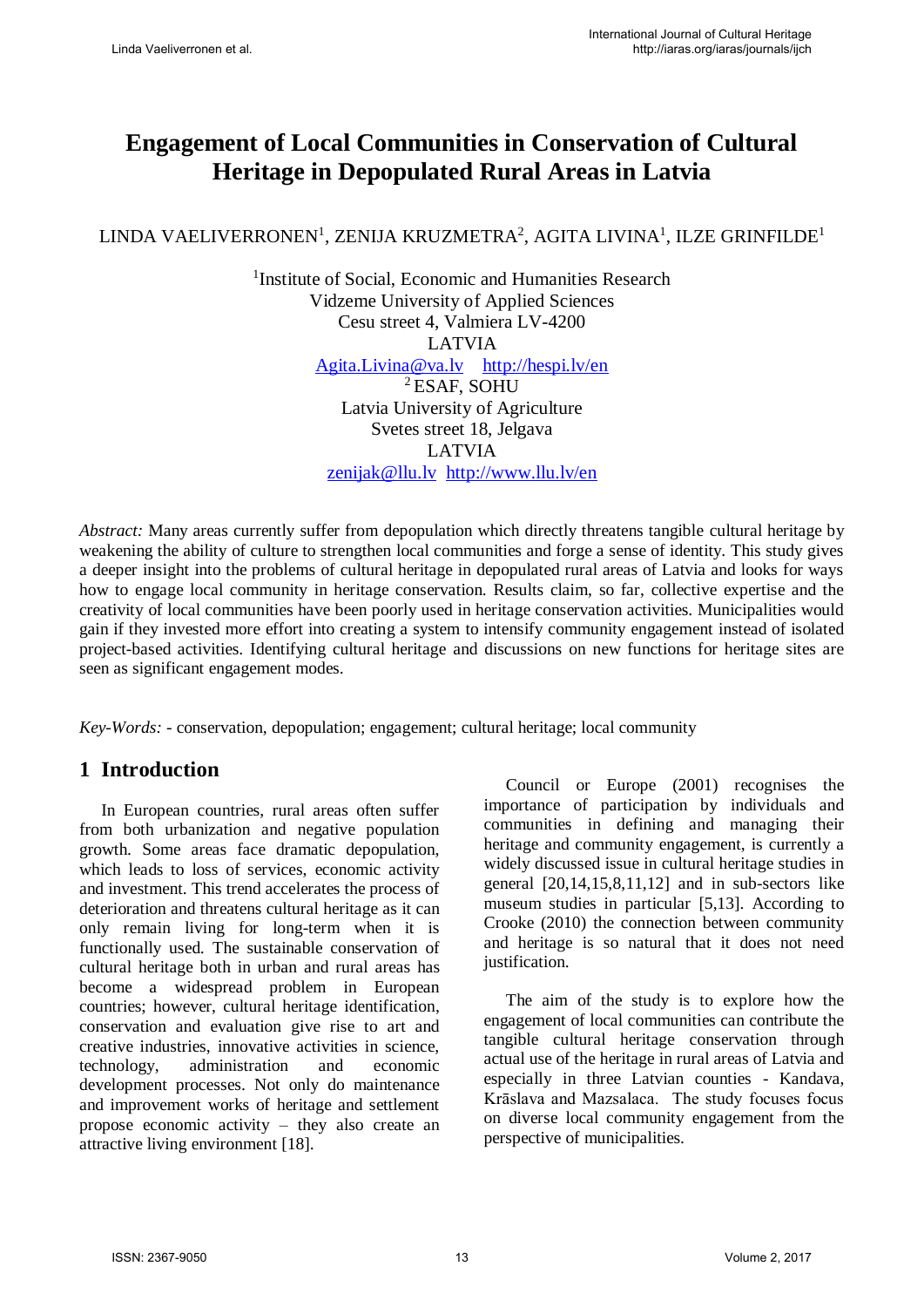# Engagement of Local Communities in Conservation of Cultural Heritage in Depopulated Rural Areas in Latvia

LINDA VAELIVERRONEN[1], ZENIJA KRUZMETRA[2], AGITA LIVINA[1], ILZE GRINFILDE[1]

[1]Institute of Social, Economic and Humanities Research
Vidzeme University of Applied Sciences
Cesu street 4, Valmiera LV-4200
LATVIA
Agita.Livina@va.lv http://hespi.lv/en
[2] ESAF, SOHU
Latvia University of Agriculture
Svetes street 18, Jelgava
LATVIA
zenijak@llu.lv http://www.llu.lv/en

*Abstract:* Many areas currently suffer from depopulation which directly threatens tangible cultural heritage by weakening the ability of culture to strengthen local communities and forge a sense of identity. This study gives a deeper insight into the problems of cultural heritage in depopulated rural areas of Latvia and looks for ways how to engage local community in heritage conservation. Results claim, so far, collective expertise and the creativity of local communities have been poorly used in heritage conservation activities. Municipalities would gain if they invested more effort into creating a system to intensify community engagement instead of isolated project-based activities. Identifying cultural heritage and discussions on new functions for heritage sites are seen as significant engagement modes.

*Key-Words:* - conservation, depopulation; engagement; cultural heritage; local community

## 1 Introduction

In European countries, rural areas often suffer from both urbanization and negative population growth. Some areas face dramatic depopulation, which leads to loss of services, economic activity and investment. This trend accelerates the process of deterioration and threatens cultural heritage as it can only remain living for long-term when it is functionally used. The sustainable conservation of cultural heritage both in urban and rural areas has become a widespread problem in European countries; however, cultural heritage identification, conservation and evaluation give rise to art and creative industries, innovative activities in science, technology, administration and economic development processes. Not only do maintenance and improvement works of heritage and settlement propose economic activity – they also create an attractive living environment [18].

Council or Europe (2001) recognises the importance of participation by individuals and communities in defining and managing their heritage and community engagement, is currently a widely discussed issue in cultural heritage studies in general [20,14,15,8,11,12] and in sub-sectors like museum studies in particular [5,13]. According to Crooke (2010) the connection between community and heritage is so natural that it does not need justification.

The aim of the study is to explore how the engagement of local communities can contribute the tangible cultural heritage conservation through actual use of the heritage in rural areas of Latvia and especially in three Latvian counties - Kandava, Krāslava and Mazsalaca. The study focuses focus on diverse local community engagement from the perspective of municipalities.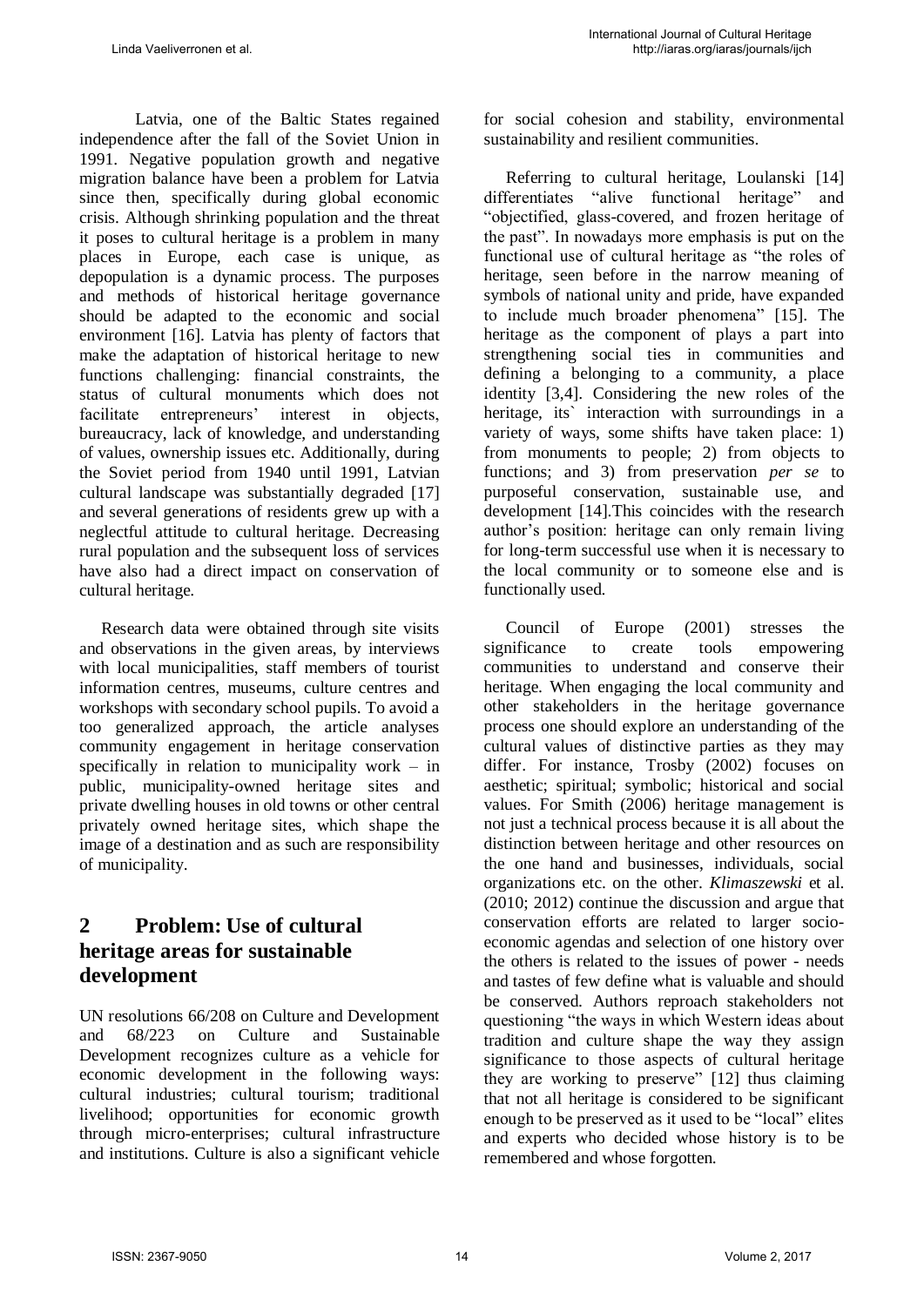Latvia, one of the Baltic States regained independence after the fall of the Soviet Union in 1991. Negative population growth and negative migration balance have been a problem for Latvia since then, specifically during global economic crisis. Although shrinking population and the threat it poses to cultural heritage is a problem in many places in Europe, each case is unique, as depopulation is a dynamic process. The purposes and methods of historical heritage governance should be adapted to the economic and social environment [16]. Latvia has plenty of factors that make the adaptation of historical heritage to new functions challenging: financial constraints, the status of cultural monuments which does not facilitate entrepreneurs' interest in objects, bureaucracy, lack of knowledge, and understanding of values, ownership issues etc. Additionally, during the Soviet period from 1940 until 1991, Latvian cultural landscape was substantially degraded [17] and several generations of residents grew up with a neglectful attitude to cultural heritage. Decreasing rural population and the subsequent loss of services have also had a direct impact on conservation of cultural heritage.

Research data were obtained through site visits and observations in the given areas, by interviews with local municipalities, staff members of tourist information centres, museums, culture centres and workshops with secondary school pupils. To avoid a too generalized approach, the article analyses community engagement in heritage conservation specifically in relation to municipality work – in public, municipality-owned heritage sites and private dwelling houses in old towns or other central privately owned heritage sites, which shape the image of a destination and as such are responsibility of municipality.

## 2 Problem: Use of cultural heritage areas for sustainable development

UN resolutions 66/208 on Culture and Development and 68/223 on Culture and Sustainable Development recognizes culture as a vehicle for economic development in the following ways: cultural industries; cultural tourism; traditional livelihood; opportunities for economic growth through micro-enterprises; cultural infrastructure and institutions. Culture is also a significant vehicle for social cohesion and stability, environmental sustainability and resilient communities.

Referring to cultural heritage, Loulanski [14] differentiates "alive functional heritage" and "objectified, glass-covered, and frozen heritage of the past". In nowadays more emphasis is put on the functional use of cultural heritage as "the roles of heritage, seen before in the narrow meaning of symbols of national unity and pride, have expanded to include much broader phenomena" [15]. The heritage as the component of plays a part into strengthening social ties in communities and defining a belonging to a community, a place identity [3,4]. Considering the new roles of the heritage, its` interaction with surroundings in a variety of ways, some shifts have taken place: 1) from monuments to people; 2) from objects to functions; and 3) from preservation *per se* to purposeful conservation, sustainable use, and development [14].This coincides with the research author's position: heritage can only remain living for long-term successful use when it is necessary to the local community or to someone else and is functionally used.

Council of Europe (2001) stresses the significance to create tools empowering communities to understand and conserve their heritage. When engaging the local community and other stakeholders in the heritage governance process one should explore an understanding of the cultural values of distinctive parties as they may differ. For instance, Trosby (2002) focuses on aesthetic; spiritual; symbolic; historical and social values. For Smith (2006) heritage management is not just a technical process because it is all about the distinction between heritage and other resources on the one hand and businesses, individuals, social organizations etc. on the other. *Klimaszewski* et al. (2010; 2012) continue the discussion and argue that conservation efforts are related to larger socio-economic agendas and selection of one history over the others is related to the issues of power - needs and tastes of few define what is valuable and should be conserved. Authors reproach stakeholders not questioning "the ways in which Western ideas about tradition and culture shape the way they assign significance to those aspects of cultural heritage they are working to preserve" [12] thus claiming that not all heritage is considered to be significant enough to be preserved as it used to be "local" elites and experts who decided whose history is to be remembered and whose forgotten.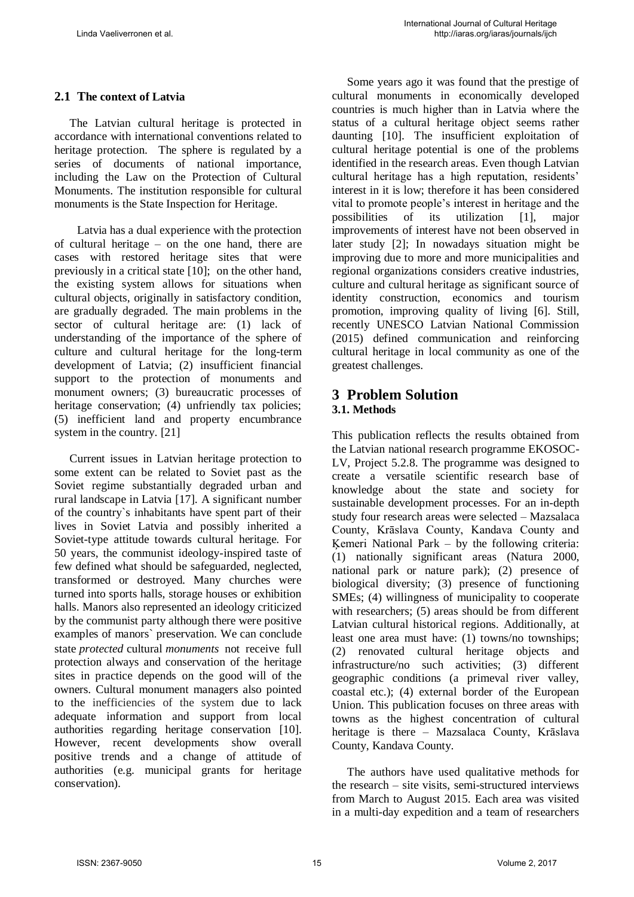### 2.1 The context of Latvia

The Latvian cultural heritage is protected in accordance with international conventions related to heritage protection. The sphere is regulated by a series of documents of national importance, including the Law on the Protection of Cultural Monuments. The institution responsible for cultural monuments is the State Inspection for Heritage.

Latvia has a dual experience with the protection of cultural heritage – on the one hand, there are cases with restored heritage sites that were previously in a critical state [10]; on the other hand, the existing system allows for situations when cultural objects, originally in satisfactory condition, are gradually degraded. The main problems in the sector of cultural heritage are: (1) lack of understanding of the importance of the sphere of culture and cultural heritage for the long-term development of Latvia; (2) insufficient financial support to the protection of monuments and monument owners; (3) bureaucratic processes of heritage conservation; (4) unfriendly tax policies; (5) inefficient land and property encumbrance system in the country. [21]

Current issues in Latvian heritage protection to some extent can be related to Soviet past as the Soviet regime substantially degraded urban and rural landscape in Latvia [17]. A significant number of the country`s inhabitants have spent part of their lives in Soviet Latvia and possibly inherited a Soviet-type attitude towards cultural heritage. For 50 years, the communist ideology-inspired taste of few defined what should be safeguarded, neglected, transformed or destroyed. Many churches were turned into sports halls, storage houses or exhibition halls. Manors also represented an ideology criticized by the communist party although there were positive examples of manors` preservation. We can conclude state *protected* cultural *monuments* not receive full protection always and conservation of the heritage sites in practice depends on the good will of the owners. Cultural monument managers also pointed to the inefficiencies of the system due to lack adequate information and support from local authorities regarding heritage conservation [10]. However, recent developments show overall positive trends and a change of attitude of authorities (e.g. municipal grants for heritage conservation).

Some years ago it was found that the prestige of cultural monuments in economically developed countries is much higher than in Latvia where the status of a cultural heritage object seems rather daunting [10]. The insufficient exploitation of cultural heritage potential is one of the problems identified in the research areas. Even though Latvian cultural heritage has a high reputation, residents' interest in it is low; therefore it has been considered vital to promote people's interest in heritage and the possibilities of its utilization [1], major improvements of interest have not been observed in later study [2]; In nowadays situation might be improving due to more and more municipalities and regional organizations considers creative industries, culture and cultural heritage as significant source of identity construction, economics and tourism promotion, improving quality of living [6]. Still, recently UNESCO Latvian National Commission (2015) defined communication and reinforcing cultural heritage in local community as one of the greatest challenges.

# 3 Problem Solution

### 3.1. Methods

This publication reflects the results obtained from the Latvian national research programme EKOSOC-LV, Project 5.2.8. The programme was designed to create a versatile scientific research base of knowledge about the state and society for sustainable development processes. For an in-depth study four research areas were selected – Mazsalaca County, Krāslava County, Kandava County and Ķemeri National Park – by the following criteria: (1) nationally significant areas (Natura 2000, national park or nature park); (2) presence of biological diversity; (3) presence of functioning SMEs; (4) willingness of municipality to cooperate with researchers; (5) areas should be from different Latvian cultural historical regions. Additionally, at least one area must have: (1) towns/no townships; (2) renovated cultural heritage objects and infrastructure/no such activities; (3) different geographic conditions (a primeval river valley, coastal etc.); (4) external border of the European Union. This publication focuses on three areas with towns as the highest concentration of cultural heritage is there – Mazsalaca County, Krāslava County, Kandava County.

The authors have used qualitative methods for the research – site visits, semi-structured interviews from March to August 2015. Each area was visited in a multi-day expedition and a team of researchers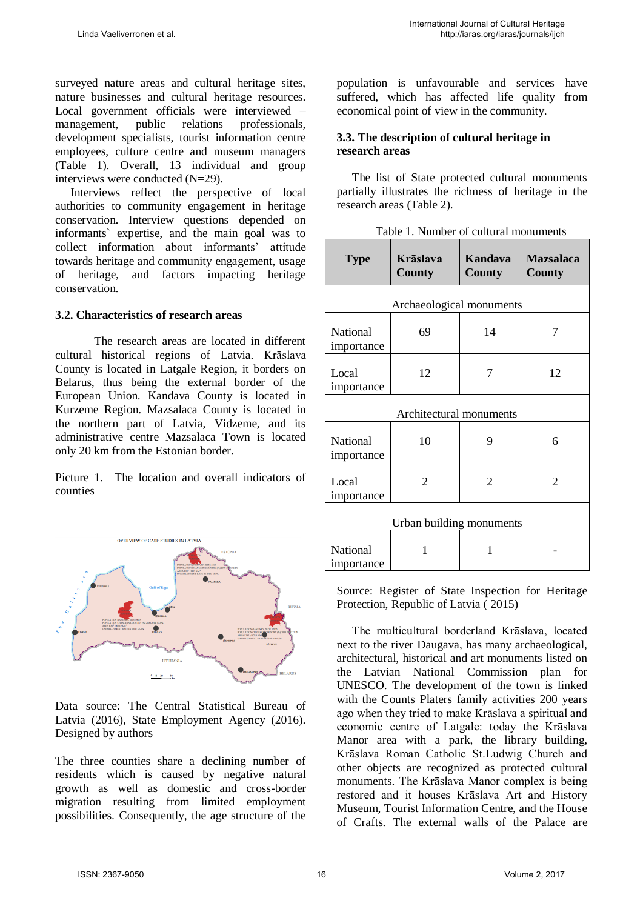surveyed nature areas and cultural heritage sites, nature businesses and cultural heritage resources. Local government officials were interviewed – management, public relations professionals, development specialists, tourist information centre employees, culture centre and museum managers (Table 1). Overall, 13 individual and group interviews were conducted (N=29).

Interviews reflect the perspective of local authorities to community engagement in heritage conservation. Interview questions depended on informants` expertise, and the main goal was to collect information about informants' attitude towards heritage and community engagement, usage of heritage, and factors impacting heritage conservation.

### 3.2. Characteristics of research areas

The research areas are located in different cultural historical regions of Latvia. Krāslava County is located in Latgale Region, it borders on Belarus, thus being the external border of the European Union. Kandava County is located in Kurzeme Region. Mazsalaca County is located in the northern part of Latvia, Vidzeme, and its administrative centre Mazsalaca Town is located only 20 km from the Estonian border.

Picture 1. The location and overall indicators of counties

Data source: The Central Statistical Bureau of Latvia (2016), State Employment Agency (2016). Designed by authors

The three counties share a declining number of residents which is caused by negative natural growth as well as domestic and cross-border migration resulting from limited employment possibilities. Consequently, the age structure of the population is unfavourable and services have suffered, which has affected life quality from economical point of view in the community.

### 3.3. The description of cultural heritage in research areas

The list of State protected cultural monuments partially illustrates the richness of heritage in the research areas (Table 2).

Table 1. Number of cultural monuments

| Type | Krāslava County | Kandava County | Mazsalaca County |
|---|---|---|---|
| Archaeological monuments | | | |
| National importance | 69 | 14 | 7 |
| Local importance | 12 | 7 | 12 |
| Architectural monuments | | | |
| National importance | 10 | 9 | 6 |
| Local importance | 2 | 2 | 2 |
| Urban building monuments | | | |
| National importance | 1 | 1 | - |

Source: Register of State Inspection for Heritage Protection, Republic of Latvia ( 2015)

The multicultural borderland Krāslava, located next to the river Daugava, has many archaeological, architectural, historical and art monuments listed on the Latvian National Commission plan for UNESCO. The development of the town is linked with the Counts Platers family activities 200 years ago when they tried to make Krāslava a spiritual and economic centre of Latgale: today the Krāslava Manor area with a park, the library building, Krāslava Roman Catholic St.Ludwig Church and other objects are recognized as protected cultural monuments. The Krāslava Manor complex is being restored and it houses Krāslava Art and History Museum, Tourist Information Centre, and the House of Crafts. The external walls of the Palace are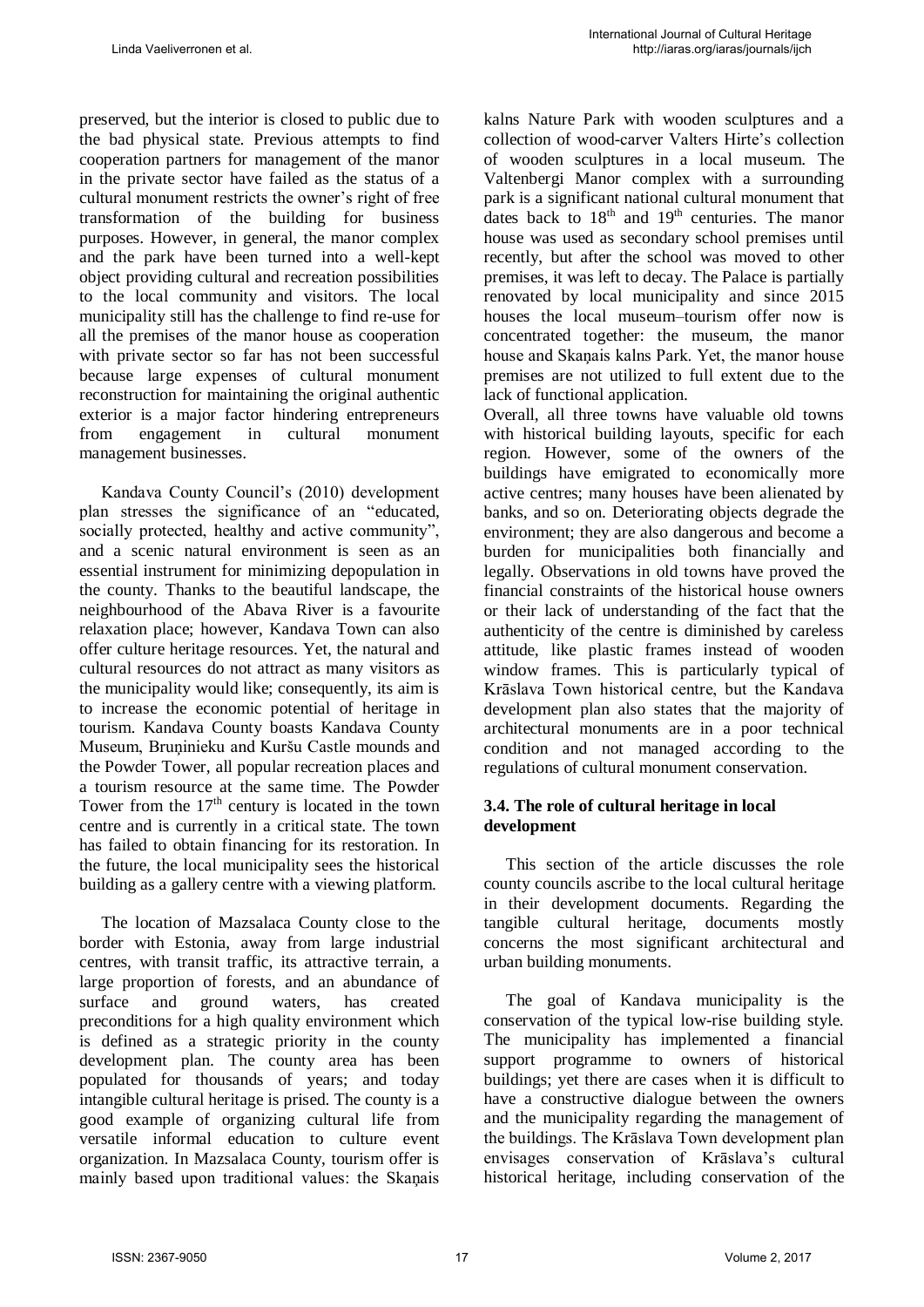preserved, but the interior is closed to public due to the bad physical state. Previous attempts to find cooperation partners for management of the manor in the private sector have failed as the status of a cultural monument restricts the owner's right of free transformation of the building for business purposes. However, in general, the manor complex and the park have been turned into a well-kept object providing cultural and recreation possibilities to the local community and visitors. The local municipality still has the challenge to find re-use for all the premises of the manor house as cooperation with private sector so far has not been successful because large expenses of cultural monument reconstruction for maintaining the original authentic exterior is a major factor hindering entrepreneurs from engagement in cultural monument management businesses.

Kandava County Council's (2010) development plan stresses the significance of an "educated, socially protected, healthy and active community", and a scenic natural environment is seen as an essential instrument for minimizing depopulation in the county. Thanks to the beautiful landscape, the neighbourhood of the Abava River is a favourite relaxation place; however, Kandava Town can also offer culture heritage resources. Yet, the natural and cultural resources do not attract as many visitors as the municipality would like; consequently, its aim is to increase the economic potential of heritage in tourism. Kandava County boasts Kandava County Museum, Bruņinieku and Kuršu Castle mounds and the Powder Tower, all popular recreation places and a tourism resource at the same time. The Powder Tower from the 17th century is located in the town centre and is currently in a critical state. The town has failed to obtain financing for its restoration. In the future, the local municipality sees the historical building as a gallery centre with a viewing platform.

The location of Mazsalaca County close to the border with Estonia, away from large industrial centres, with transit traffic, its attractive terrain, a large proportion of forests, and an abundance of surface and ground waters, has created preconditions for a high quality environment which is defined as a strategic priority in the county development plan. The county area has been populated for thousands of years; and today intangible cultural heritage is prised. The county is a good example of organizing cultural life from versatile informal education to culture event organization. In Mazsalaca County, tourism offer is mainly based upon traditional values: the Skaņais kalns Nature Park with wooden sculptures and a collection of wood-carver Valters Hirte's collection of wooden sculptures in a local museum. The Valtenbergi Manor complex with a surrounding park is a significant national cultural monument that dates back to 18th and 19th centuries. The manor house was used as secondary school premises until recently, but after the school was moved to other premises, it was left to decay. The Palace is partially renovated by local municipality and since 2015 houses the local museum–tourism offer now is concentrated together: the museum, the manor house and Skaņais kalns Park. Yet, the manor house premises are not utilized to full extent due to the lack of functional application.

Overall, all three towns have valuable old towns with historical building layouts, specific for each region. However, some of the owners of the buildings have emigrated to economically more active centres; many houses have been alienated by banks, and so on. Deteriorating objects degrade the environment; they are also dangerous and become a burden for municipalities both financially and legally. Observations in old towns have proved the financial constraints of the historical house owners or their lack of understanding of the fact that the authenticity of the centre is diminished by careless attitude, like plastic frames instead of wooden window frames. This is particularly typical of Krāslava Town historical centre, but the Kandava development plan also states that the majority of architectural monuments are in a poor technical condition and not managed according to the regulations of cultural monument conservation.

### 3.4. The role of cultural heritage in local development

This section of the article discusses the role county councils ascribe to the local cultural heritage in their development documents. Regarding the tangible cultural heritage, documents mostly concerns the most significant architectural and urban building monuments.

The goal of Kandava municipality is the conservation of the typical low-rise building style. The municipality has implemented a financial support programme to owners of historical buildings; yet there are cases when it is difficult to have a constructive dialogue between the owners and the municipality regarding the management of the buildings. The Krāslava Town development plan envisages conservation of Krāslava's cultural historical heritage, including conservation of the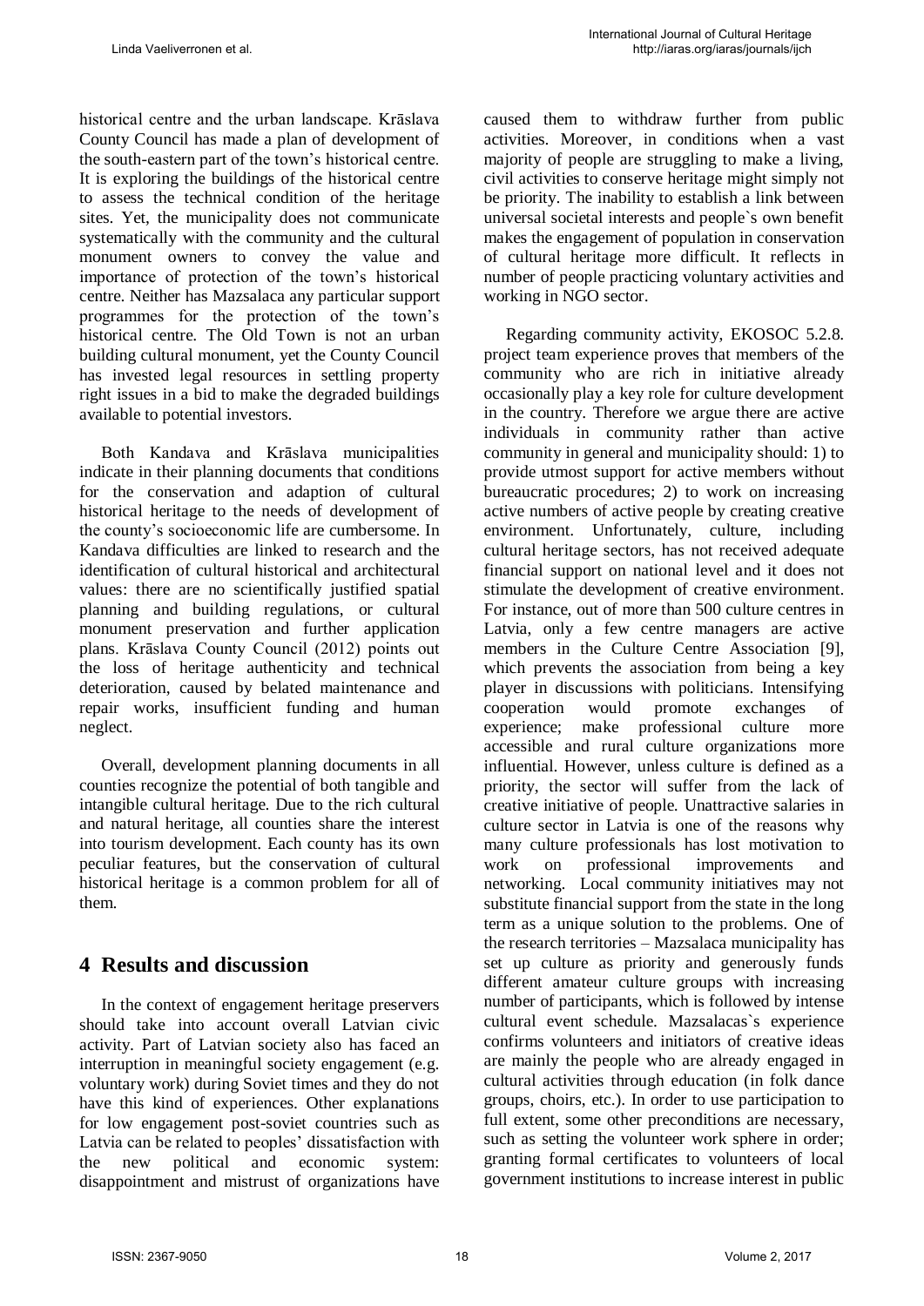historical centre and the urban landscape. Krāslava County Council has made a plan of development of the south-eastern part of the town's historical centre. It is exploring the buildings of the historical centre to assess the technical condition of the heritage sites. Yet, the municipality does not communicate systematically with the community and the cultural monument owners to convey the value and importance of protection of the town's historical centre. Neither has Mazsalaca any particular support programmes for the protection of the town's historical centre. The Old Town is not an urban building cultural monument, yet the County Council has invested legal resources in settling property right issues in a bid to make the degraded buildings available to potential investors.

Both Kandava and Krāslava municipalities indicate in their planning documents that conditions for the conservation and adaption of cultural historical heritage to the needs of development of the county's socioeconomic life are cumbersome. In Kandava difficulties are linked to research and the identification of cultural historical and architectural values: there are no scientifically justified spatial planning and building regulations, or cultural monument preservation and further application plans. Krāslava County Council (2012) points out the loss of heritage authenticity and technical deterioration, caused by belated maintenance and repair works, insufficient funding and human neglect.

Overall, development planning documents in all counties recognize the potential of both tangible and intangible cultural heritage. Due to the rich cultural and natural heritage, all counties share the interest into tourism development. Each county has its own peculiar features, but the conservation of cultural historical heritage is a common problem for all of them.

# 4 Results and discussion

In the context of engagement heritage preservers should take into account overall Latvian civic activity. Part of Latvian society also has faced an interruption in meaningful society engagement (e.g. voluntary work) during Soviet times and they do not have this kind of experiences. Other explanations for low engagement post-soviet countries such as Latvia can be related to peoples' dissatisfaction with the new political and economic system: disappointment and mistrust of organizations have caused them to withdraw further from public activities. Moreover, in conditions when a vast majority of people are struggling to make a living, civil activities to conserve heritage might simply not be priority. The inability to establish a link between universal societal interests and people`s own benefit makes the engagement of population in conservation of cultural heritage more difficult. It reflects in number of people practicing voluntary activities and working in NGO sector.

Regarding community activity, EKOSOC 5.2.8. project team experience proves that members of the community who are rich in initiative already occasionally play a key role for culture development in the country. Therefore we argue there are active individuals in community rather than active community in general and municipality should: 1) to provide utmost support for active members without bureaucratic procedures; 2) to work on increasing active numbers of active people by creating creative environment. Unfortunately, culture, including cultural heritage sectors, has not received adequate financial support on national level and it does not stimulate the development of creative environment. For instance, out of more than 500 culture centres in Latvia, only a few centre managers are active members in the Culture Centre Association [9], which prevents the association from being a key player in discussions with politicians. Intensifying cooperation would promote exchanges of experience; make professional culture more accessible and rural culture organizations more influential. However, unless culture is defined as a priority, the sector will suffer from the lack of creative initiative of people. Unattractive salaries in culture sector in Latvia is one of the reasons why many culture professionals has lost motivation to work on professional improvements and networking. Local community initiatives may not substitute financial support from the state in the long term as a unique solution to the problems. One of the research territories – Mazsalaca municipality has set up culture as priority and generously funds different amateur culture groups with increasing number of participants, which is followed by intense cultural event schedule. Mazsalacas`s experience confirms volunteers and initiators of creative ideas are mainly the people who are already engaged in cultural activities through education (in folk dance groups, choirs, etc.). In order to use participation to full extent, some other preconditions are necessary, such as setting the volunteer work sphere in order; granting formal certificates to volunteers of local government institutions to increase interest in public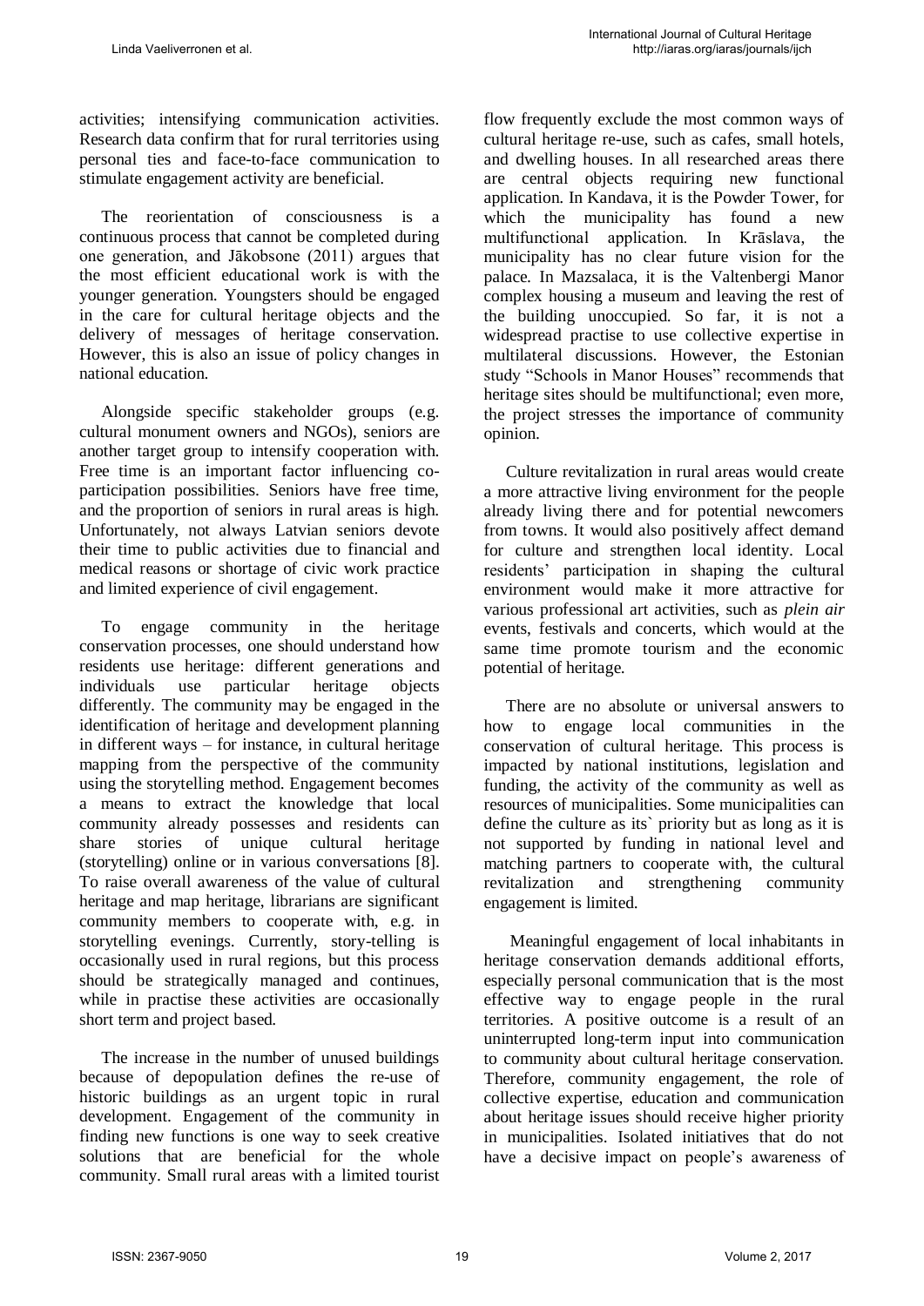activities; intensifying communication activities. Research data confirm that for rural territories using personal ties and face-to-face communication to stimulate engagement activity are beneficial.

The reorientation of consciousness is a continuous process that cannot be completed during one generation, and Jākobsone (2011) argues that the most efficient educational work is with the younger generation. Youngsters should be engaged in the care for cultural heritage objects and the delivery of messages of heritage conservation. However, this is also an issue of policy changes in national education.

Alongside specific stakeholder groups (e.g. cultural monument owners and NGOs), seniors are another target group to intensify cooperation with. Free time is an important factor influencing co-participation possibilities. Seniors have free time, and the proportion of seniors in rural areas is high. Unfortunately, not always Latvian seniors devote their time to public activities due to financial and medical reasons or shortage of civic work practice and limited experience of civil engagement.

To engage community in the heritage conservation processes, one should understand how residents use heritage: different generations and individuals use particular heritage objects differently. The community may be engaged in the identification of heritage and development planning in different ways – for instance, in cultural heritage mapping from the perspective of the community using the storytelling method. Engagement becomes a means to extract the knowledge that local community already possesses and residents can share stories of unique cultural heritage (storytelling) online or in various conversations [8]. To raise overall awareness of the value of cultural heritage and map heritage, librarians are significant community members to cooperate with, e.g. in storytelling evenings. Currently, story-telling is occasionally used in rural regions, but this process should be strategically managed and continues, while in practise these activities are occasionally short term and project based.

The increase in the number of unused buildings because of depopulation defines the re-use of historic buildings as an urgent topic in rural development. Engagement of the community in finding new functions is one way to seek creative solutions that are beneficial for the whole community. Small rural areas with a limited tourist flow frequently exclude the most common ways of cultural heritage re-use, such as cafes, small hotels, and dwelling houses. In all researched areas there are central objects requiring new functional application. In Kandava, it is the Powder Tower, for which the municipality has found a new multifunctional application. In Krāslava, the municipality has no clear future vision for the palace. In Mazsalaca, it is the Valtenbergi Manor complex housing a museum and leaving the rest of the building unoccupied. So far, it is not a widespread practise to use collective expertise in multilateral discussions. However, the Estonian study "Schools in Manor Houses" recommends that heritage sites should be multifunctional; even more, the project stresses the importance of community opinion.

Culture revitalization in rural areas would create a more attractive living environment for the people already living there and for potential newcomers from towns. It would also positively affect demand for culture and strengthen local identity. Local residents' participation in shaping the cultural environment would make it more attractive for various professional art activities, such as *plein air* events, festivals and concerts, which would at the same time promote tourism and the economic potential of heritage.

There are no absolute or universal answers to how to engage local communities in the conservation of cultural heritage. This process is impacted by national institutions, legislation and funding, the activity of the community as well as resources of municipalities. Some municipalities can define the culture as its` priority but as long as it is not supported by funding in national level and matching partners to cooperate with, the cultural revitalization and strengthening community engagement is limited.

Meaningful engagement of local inhabitants in heritage conservation demands additional efforts, especially personal communication that is the most effective way to engage people in the rural territories. A positive outcome is a result of an uninterrupted long-term input into communication to community about cultural heritage conservation. Therefore, community engagement, the role of collective expertise, education and communication about heritage issues should receive higher priority in municipalities. Isolated initiatives that do not have a decisive impact on people's awareness of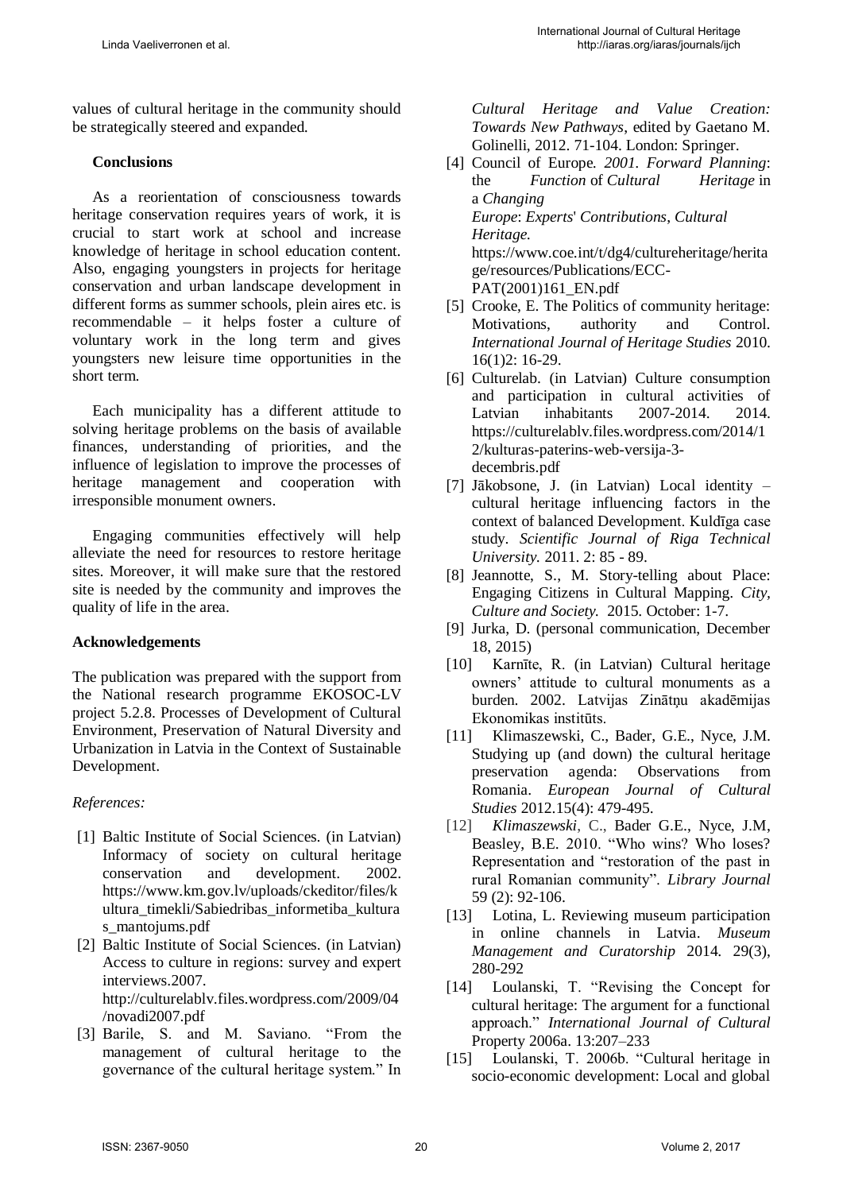values of cultural heritage in the community should be strategically steered and expanded.

## Conclusions

As a reorientation of consciousness towards heritage conservation requires years of work, it is crucial to start work at school and increase knowledge of heritage in school education content. Also, engaging youngsters in projects for heritage conservation and urban landscape development in different forms as summer schools, plein aires etc. is recommendable – it helps foster a culture of voluntary work in the long term and gives youngsters new leisure time opportunities in the short term.

Each municipality has a different attitude to solving heritage problems on the basis of available finances, understanding of priorities, and the influence of legislation to improve the processes of heritage management and cooperation with irresponsible monument owners.

Engaging communities effectively will help alleviate the need for resources to restore heritage sites. Moreover, it will make sure that the restored site is needed by the community and improves the quality of life in the area.

## Acknowledgements

The publication was prepared with the support from the National research programme EKOSOC-LV project 5.2.8. Processes of Development of Cultural Environment, Preservation of Natural Diversity and Urbanization in Latvia in the Context of Sustainable Development.

*References:*

[1] Baltic Institute of Social Sciences. (in Latvian) Informacy of society on cultural heritage conservation and development. 2002. https://www.km.gov.lv/uploads/ckeditor/files/kultura_timekli/Sabiedribas_informetiba_kulturas_mantojums.pdf

[2] Baltic Institute of Social Sciences. (in Latvian) Access to culture in regions: survey and expert interviews.2007. http://culturelablv.files.wordpress.com/2009/04/novadi2007.pdf

[3] Barile, S. and M. Saviano. "From the management of cultural heritage to the governance of the cultural heritage system." In *Cultural Heritage and Value Creation: Towards New Pathways*, edited by Gaetano M. Golinelli, 2012. 71-104. London: Springer.

[4] Council of Europe. *2001. Forward Planning*: the *Function* of *Cultural Heritage* in a *Changing Europe*: *Experts*' *Contributions*, *Cultural Heritage.* https://www.coe.int/t/dg4/cultureheritage/heritage/resources/Publications/ECC-PAT(2001)161_EN.pdf

[5] Crooke, E. The Politics of community heritage: Motivations, authority and Control. *International Journal of Heritage Studies* 2010. 16(1)2: 16-29.

[6] Culturelab. (in Latvian) Culture consumption and participation in cultural activities of Latvian inhabitants 2007-2014. 2014. https://culturelablv.files.wordpress.com/2014/12/kulturas-paterins-web-versija-3-decembris.pdf

[7] Jākobsone, J. (in Latvian) Local identity – cultural heritage influencing factors in the context of balanced Development. Kuldīga case study. *Scientific Journal of Riga Technical University.* 2011. 2: 85 - 89.

[8] Jeannotte, S., M. Story-telling about Place: Engaging Citizens in Cultural Mapping. *City, Culture and Society.* 2015. October: 1-7.

[9] Jurka, D. (personal communication, December 18, 2015)

[10] Karnīte, R. (in Latvian) Cultural heritage owners' attitude to cultural monuments as a burden. 2002. Latvijas Zinātņu akadēmijas Ekonomikas institūts.

[11] Klimaszewski, C., Bader, G.E., Nyce, J.M. Studying up (and down) the cultural heritage preservation agenda: Observations from Romania. *European Journal of Cultural Studies* 2012.15(4): 479-495.

[12] *Klimaszewski*, C., Bader G.E., Nyce, J.M, Beasley, B.E. 2010. "Who wins? Who loses? Representation and "restoration of the past in rural Romanian community". *Library Journal* 59 (2): 92-106.

[13] Lotina, L. Reviewing museum participation in online channels in Latvia. *Museum Management and Curatorship* 2014. 29(3), 280-292

[14] Loulanski, T. "Revising the Concept for cultural heritage: The argument for a functional approach." *International Journal of Cultural* Property 2006a. 13:207–233

[15] Loulanski, T. 2006b. "Cultural heritage in socio-economic development: Local and global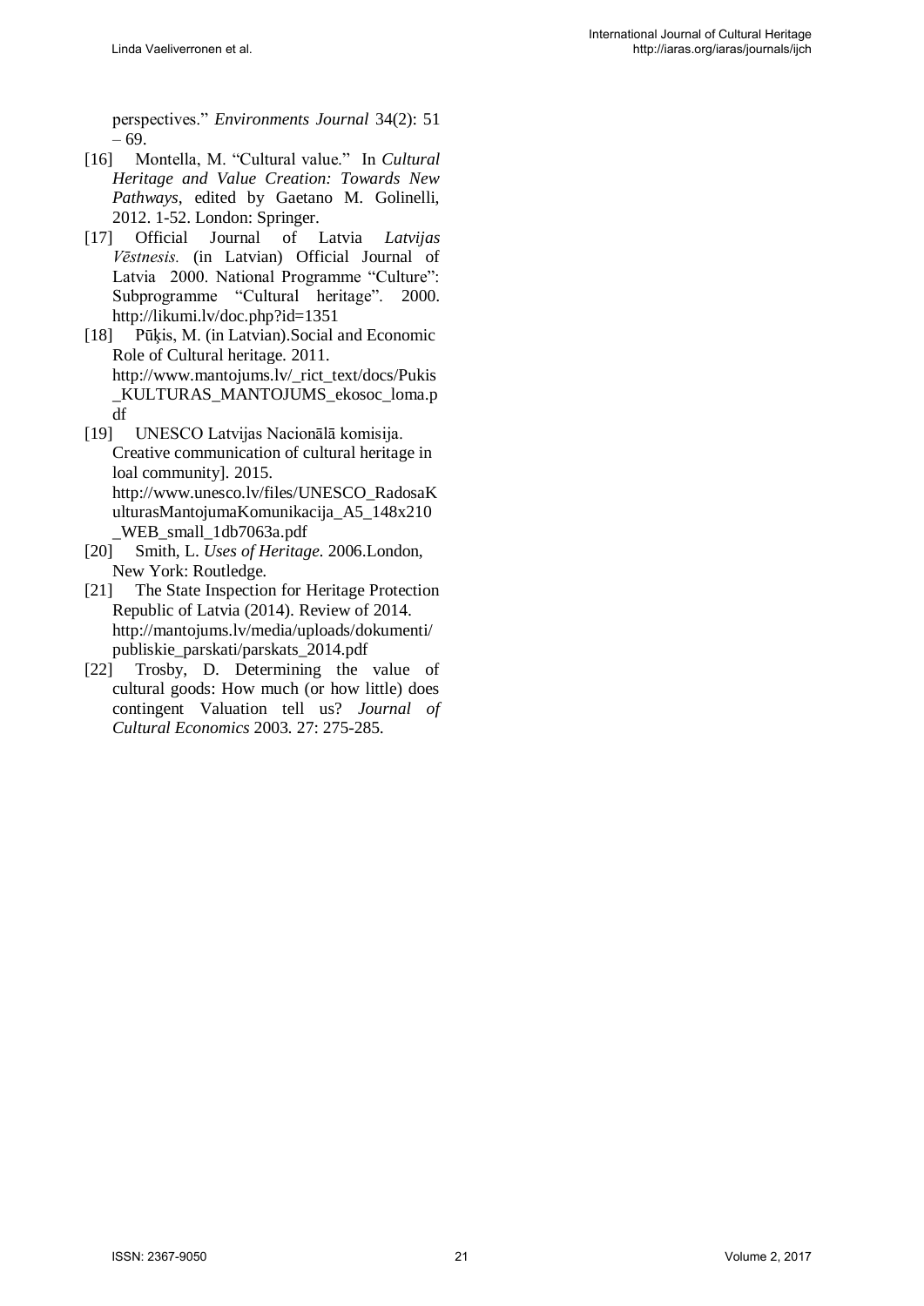perspectives." *Environments Journal* 34(2): 51 – 69.

[16] Montella, M. "Cultural value." In *Cultural Heritage and Value Creation: Towards New Pathways*, edited by Gaetano M. Golinelli, 2012. 1-52. London: Springer.

[17] Official Journal of Latvia *Latvijas Vēstnesis.* (in Latvian) Official Journal of Latvia 2000. National Programme "Culture": Subprogramme "Cultural heritage". 2000. http://likumi.lv/doc.php?id=1351

[18] Pūķis, M. (in Latvian).Social and Economic Role of Cultural heritage. 2011. http://www.mantojums.lv/_rict_text/docs/Pukis_KULTURAS_MANTOJUMS_ekosoc_loma.pdf

[19] UNESCO Latvijas Nacionālā komisija. Creative communication of cultural heritage in loal community]. 2015. http://www.unesco.lv/files/UNESCO_RadosaKulturasMantojumaKomunikacija_A5_148x210_WEB_small_1db7063a.pdf

[20] Smith, L. *Uses of Heritage*. 2006.London, New York: Routledge.

[21] The State Inspection for Heritage Protection Republic of Latvia (2014). Review of 2014. http://mantojums.lv/media/uploads/dokumenti/publiskie_parskati/parskats_2014.pdf

[22] Trosby, D. Determining the value of cultural goods: How much (or how little) does contingent Valuation tell us? *Journal of Cultural Economics* 2003. 27: 275-285.